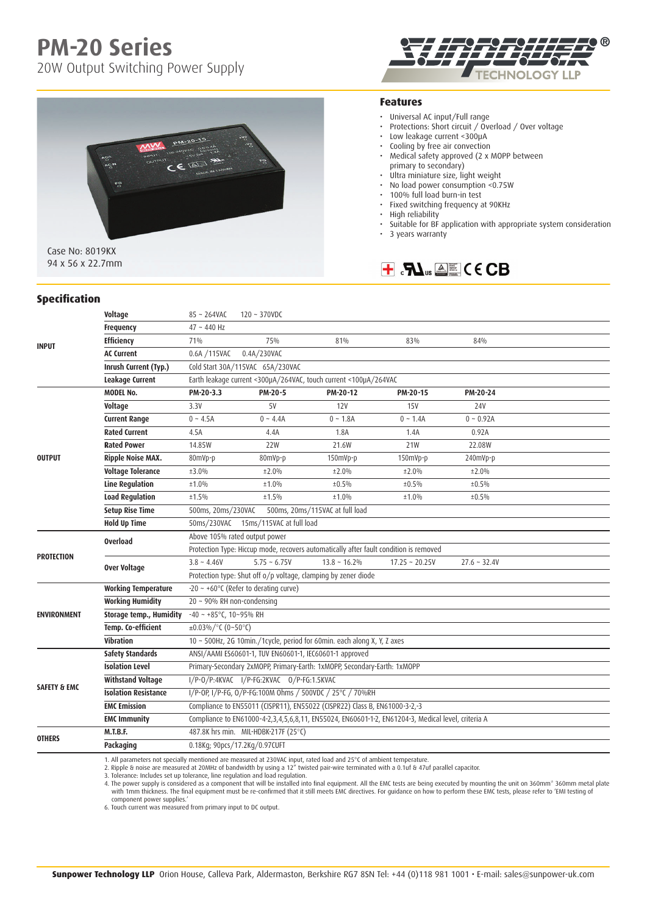# PM-20 Series

20W Output Switching Power Supply

Case No: 8019KX
94 x 56 x 22.7mm

## Features

- Universal AC input/Full range
- Protections: Short circuit / Overload / Over voltage
- Low leakage current <300μA
- Cooling by free air convection
- Medical safety approved (2 x MOPP between primary to secondary)
- Ultra miniature size, light weight
- No load power consumption <0.75W
- 100% full load burn-in test
- Fixed switching frequency at 90KHz
- High reliability
- Suitable for BF application with appropriate system consideration
- 3 years warranty

## Specification

| | | | | | | |
|---|---|---|---|---|---|---|
| INPUT | **Voltage** | 85 ~ 264VAC 120 ~ 370VDC | | | | |
| | **Frequency** | 47 ~ 440 Hz | | | | |
| | **Efficiency** | 71% | 75% | 81% | 83% | 84% |
| | **AC Current** | 0.6A /115VAC 0.4A/230VAC | | | | |
| | **Inrush Current (Typ.)** | Cold Start 30A/115VAC 65A/230VAC | | | | |
| | **Leakage Current** | Earth leakage current <300μA/264VAC, touch current <100μA/264VAC | | | | |
| OUTPUT | **MODEL No.** | **PM-20-3.3** | **PM-20-5** | **PM-20-12** | **PM-20-15** | **PM-20-24** |
| | **Voltage** | 3.3V | 5V | 12V | 15V | 24V |
| | **Current Range** | 0 ~ 4.5A | 0 ~ 4.4A | 0 ~ 1.8A | 0 ~ 1.4A | 0 ~ 0.92A |
| | **Rated Current** | 4.5A | 4.4A | 1.8A | 1.4A | 0.92A |
| | **Rated Power** | 14.85W | 22W | 21.6W | 21W | 22.08W |
| | **Ripple Noise MAX.** | 80mVp-p | 80mVp-p | 150mVp-p | 150mVp-p | 240mVp-p |
| | **Voltage Tolerance** | ±3.0% | ±2.0% | ±2.0% | ±2.0% | ±2.0% |
| | **Line Regulation** | ±1.0% | ±1.0% | ±0.5% | ±0.5% | ±0.5% |
| | **Load Regulation** | ±1.5% | ±1.5% | ±1.0% | ±1.0% | ±0.5% |
| | **Setup Rise Time** | 500ms, 20ms/230VAC 500ms, 20ms/115VAC at full load | | | | |
| | **Hold Up Time** | 50ms/230VAC 15ms/115VAC at full load | | | | |
| PROTECTION | **Overload** | Above 105% rated output power | | | | |
| | | Protection type: Hiccup mode, recovers automatically after fault condition is removed | | | | |
| | **Over Voltage** | 3.8 ~ 4.46V | 5.75 ~ 6.75V | 13.8 ~ 16.2% | 17.25 ~ 20.25V | 27.6 ~ 32.4V |
| | | Protection type: Shut off o/p voltage, clamping by zener diode | | | | |
| ENVIRONMENT | **Working Temperature** | -20 ~ +60°C (Refer to derating curve) | | | | |
| | **Working Humidity** | 20 ~ 90% RH non-condensing | | | | |
| | **Storage temp., Humidity** | -40 ~ +85°C, 10~95% RH | | | | |
| | **Temp. Co-efficient** | ±0.03%/°C (0~50°C) | | | | |
| | **Vibration** | 10 ~ 500Hz, 2G 10min./1cycle, period for 60min. each along X, Y, Z axes | | | | |
| SAFETY & EMC | **Safety Standards** | ANSI/AAMI ES60601-1, TUV EN60601-1, IEC60601-1 approved | | | | |
| | **Isolation Level** | Primary-Secondary 2xMOPP, Primary-Earth: 1xMOPP, Secondary-Earth: 1xMOPP | | | | |
| | **Withstand Voltage** | I/P-O/P:4KVAC I/P-FG:2KVAC O/P-FG:1.5KVAC | | | | |
| | **Isolation Resistance** | I/P-OP, I/P-FG, O/P-FG:100M Ohms / 500VDC / 25°C / 70%RH | | | | |
| | **EMC Emission** | Compliance to EN55011 (CISPR11), EN55022 (CISPR22) Class B, EN61000-3-2,-3 | | | | |
| | **EMC Immunity** | Compliance to EN61000-4-2,3,4,5,6,8,11, EN55024, EN60601-1-2, EN61204-3, Medical level, criteria A | | | | |
| OTHERS | **M.T.B.F.** | 487.8K hrs min. MIL-HDBK-217F (25°C) | | | | |
| | **Packaging** | 0.18Kg; 90pcs/17.2Kg/0.97CUFT | | | | |

1. All parameters not specially mentioned are measured at 230VAC input, rated load and 25°C of ambient temperature.
2. Ripple & noise are measured at 20MHz of bandwidth by using a 12" twisted pair-wire terminated with a 0.1uf & 47uf parallel capacitor.
3. Tolerance: Includes set up tolerance, line regulation and load regulation.
4. The power supply is considered as a component that will be installed into final equipment. All the EMC tests are being executed by mounting the unit on 360mm* 360mm metal plate with 1mm thickness. The final equipment must be re-confirmed that it still meets EMC directives. For guidance on how to perform these EMC tests, please refer to 'EMI testing of component power supplies.'
6. Touch current was measured from primary input to DC output.

**Sunpower Technology LLP** Orion House, Calleva Park, Aldermaston, Berkshire RG7 8SN Tel: +44 (0)118 981 1001 • E-mail: sales@sunpower-uk.com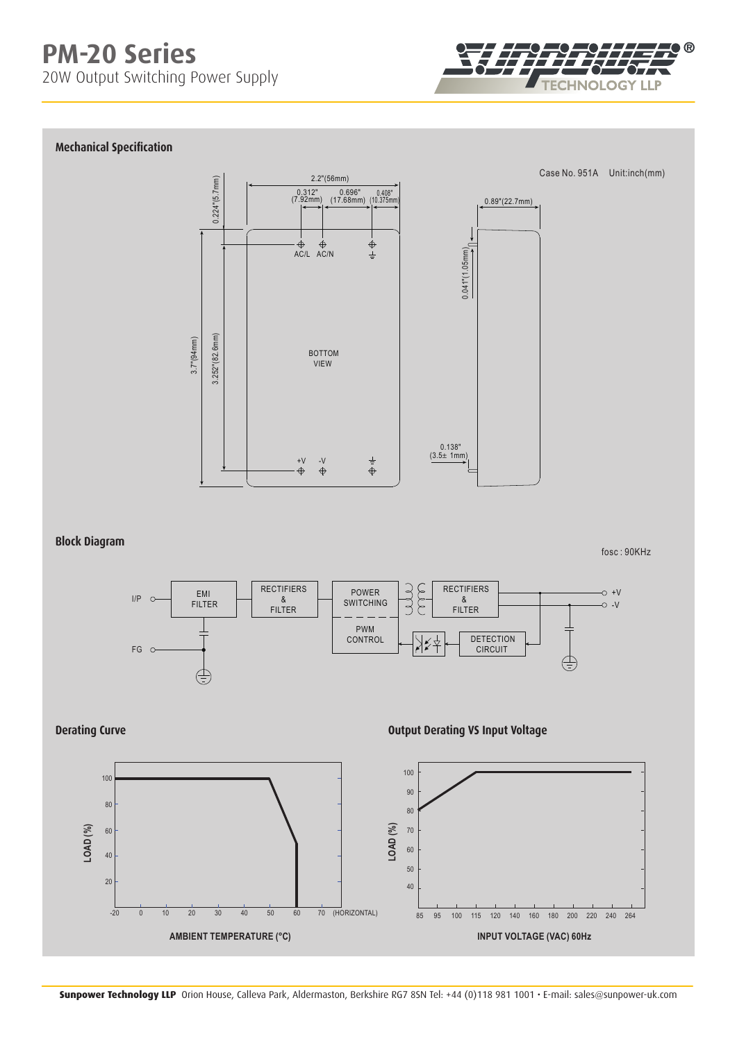# PM-20 Series

20W Output Switching Power Supply

## Mechanical Specification

Case No. 951A Unit:inch(mm)

2.2"(56mm)
0.312" (7.92mm)
0.696" (17.68mm)
0.408" (10.375mm)
0.224"(5.7mm)
3.7"(94mm)
3.252"(82.6mm)
AC/L AC/N
BOTTOM VIEW
+V -V
0.89"(22.7mm)
0.041"(1.05mm)
0.138" (3.5± 1mm)

## Block Diagram

fosc : 90KHz

I/P
FG
EMI FILTER
RECTIFIERS & FILTER
POWER SWITCHING
PWM CONTROL
RECTIFIERS & FILTER
DETECTION CIRCUIT
+V
-V

## Derating Curve

LOAD (%)
100
80
60
40
20
-20 0 10 20 30 40 50 60 70 (HORIZONTAL)
AMBIENT TEMPERATURE (°C)

## Output Derating VS Input Voltage

LOAD (%)
100
90
80
70
60
50
40
85 95 100 115 120 140 160 180 200 220 240 264
INPUT VOLTAGE (VAC) 60Hz

**Sunpower Technology LLP** Orion House, Calleva Park, Aldermaston, Berkshire RG7 8SN Tel: +44 (0)118 981 1001 • E-mail: sales@sunpower-uk.com